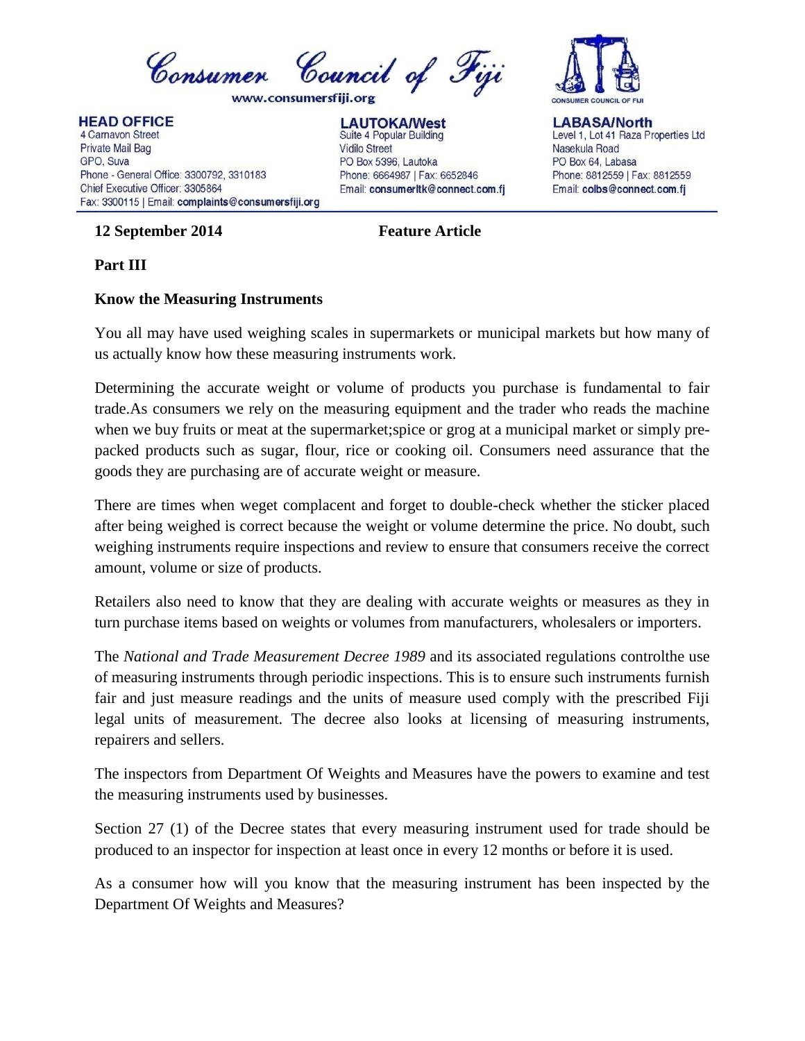# Consumer Council of Fiji

www.consumersfiji.org

**HEAD OFFICE**
4 Carnavon Street
Private Mail Bag
GPO, Suva
Phone - General Office: 3300792, 3310183
Chief Executive Officer: 3305864
Fax: 3300115 | Email: **complaints@consumersfiji.org**

**LAUTOKA/West**
Suite 4 Popular Building
Vidilo Street
PO Box 5396, Lautoka
Phone: 6664987 | Fax: 6652846
Email: **consumerltk@connect.com.fj**

**LABASA/North**
Level 1, Lot 41 Raza Properties Ltd
Nasekula Road
PO Box 64, Labasa
Phone: 8812559 | Fax: 8812559
Email: **colbs@connect.com.fj**

**12 September 2014** **Feature Article**

**Part III**

**Know the Measuring Instruments**

You all may have used weighing scales in supermarkets or municipal markets but how many of us actually know how these measuring instruments work.

Determining the accurate weight or volume of products you purchase is fundamental to fair trade.As consumers we rely on the measuring equipment and the trader who reads the machine when we buy fruits or meat at the supermarket;spice or grog at a municipal market or simply pre-packed products such as sugar, flour, rice or cooking oil. Consumers need assurance that the goods they are purchasing are of accurate weight or measure.

There are times when weget complacent and forget to double-check whether the sticker placed after being weighed is correct because the weight or volume determine the price. No doubt, such weighing instruments require inspections and review to ensure that consumers receive the correct amount, volume or size of products.

Retailers also need to know that they are dealing with accurate weights or measures as they in turn purchase items based on weights or volumes from manufacturers, wholesalers or importers.

The *National and Trade Measurement Decree 1989* and its associated regulations controlthe use of measuring instruments through periodic inspections. This is to ensure such instruments furnish fair and just measure readings and the units of measure used comply with the prescribed Fiji legal units of measurement. The decree also looks at licensing of measuring instruments, repairers and sellers.

The inspectors from Department Of Weights and Measures have the powers to examine and test the measuring instruments used by businesses.

Section 27 (1) of the Decree states that every measuring instrument used for trade should be produced to an inspector for inspection at least once in every 12 months or before it is used.

As a consumer how will you know that the measuring instrument has been inspected by the Department Of Weights and Measures?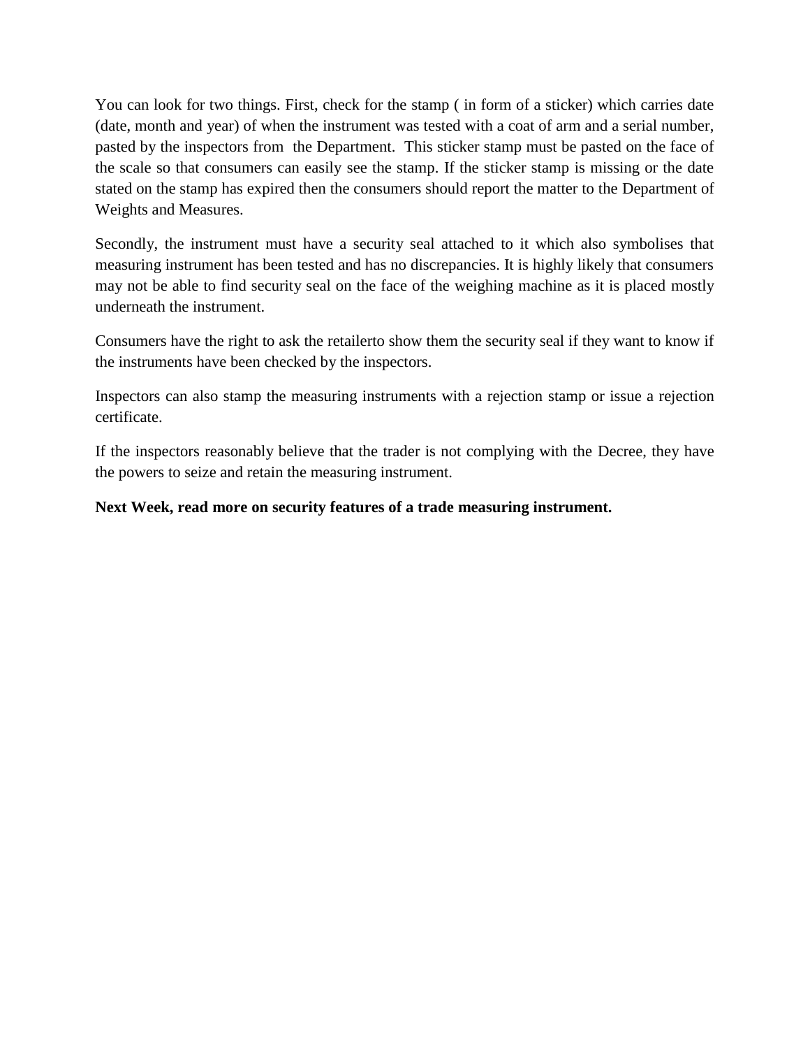You can look for two things. First, check for the stamp ( in form of a sticker) which carries date (date, month and year) of when the instrument was tested with a coat of arm and a serial number, pasted by the inspectors from the Department. This sticker stamp must be pasted on the face of the scale so that consumers can easily see the stamp. If the sticker stamp is missing or the date stated on the stamp has expired then the consumers should report the matter to the Department of Weights and Measures.

Secondly, the instrument must have a security seal attached to it which also symbolises that measuring instrument has been tested and has no discrepancies. It is highly likely that consumers may not be able to find security seal on the face of the weighing machine as it is placed mostly underneath the instrument.

Consumers have the right to ask the retailerto show them the security seal if they want to know if the instruments have been checked by the inspectors.

Inspectors can also stamp the measuring instruments with a rejection stamp or issue a rejection certificate.

If the inspectors reasonably believe that the trader is not complying with the Decree, they have the powers to seize and retain the measuring instrument.

**Next Week, read more on security features of a trade measuring instrument.**